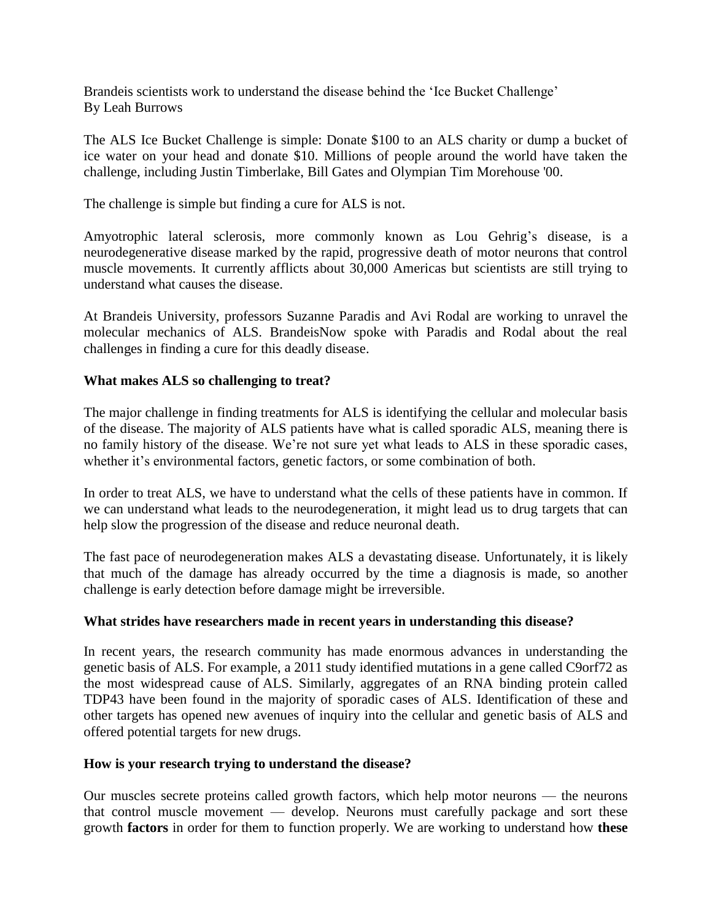Brandeis scientists work to understand the disease behind the 'Ice Bucket Challenge'
By Leah Burrows

The ALS Ice Bucket Challenge is simple: Donate $100 to an ALS charity or dump a bucket of ice water on your head and donate $10. Millions of people around the world have taken the challenge, including Justin Timberlake, Bill Gates and Olympian Tim Morehouse '00.

The challenge is simple but finding a cure for ALS is not.

Amyotrophic lateral sclerosis, more commonly known as Lou Gehrig's disease, is a neurodegenerative disease marked by the rapid, progressive death of motor neurons that control muscle movements. It currently afflicts about 30,000 Americas but scientists are still trying to understand what causes the disease.

At Brandeis University, professors Suzanne Paradis and Avi Rodal are working to unravel the molecular mechanics of ALS. BrandeisNow spoke with Paradis and Rodal about the real challenges in finding a cure for this deadly disease.

**What makes ALS so challenging to treat?**

The major challenge in finding treatments for ALS is identifying the cellular and molecular basis of the disease. The majority of ALS patients have what is called sporadic ALS, meaning there is no family history of the disease. We're not sure yet what leads to ALS in these sporadic cases, whether it's environmental factors, genetic factors, or some combination of both.

In order to treat ALS, we have to understand what the cells of these patients have in common. If we can understand what leads to the neurodegeneration, it might lead us to drug targets that can help slow the progression of the disease and reduce neuronal death.

The fast pace of neurodegeneration makes ALS a devastating disease. Unfortunately, it is likely that much of the damage has already occurred by the time a diagnosis is made, so another challenge is early detection before damage might be irreversible.

**What strides have researchers made in recent years in understanding this disease?**

In recent years, the research community has made enormous advances in understanding the genetic basis of ALS. For example, a 2011 study identified mutations in a gene called C9orf72 as the most widespread cause of ALS. Similarly, aggregates of an RNA binding protein called TDP43 have been found in the majority of sporadic cases of ALS. Identification of these and other targets has opened new avenues of inquiry into the cellular and genetic basis of ALS and offered potential targets for new drugs.

**How is your research trying to understand the disease?**

Our muscles secrete proteins called growth factors, which help motor neurons — the neurons that control muscle movement — develop. Neurons must carefully package and sort these growth **factors** in order for them to function properly. We are working to understand how **these**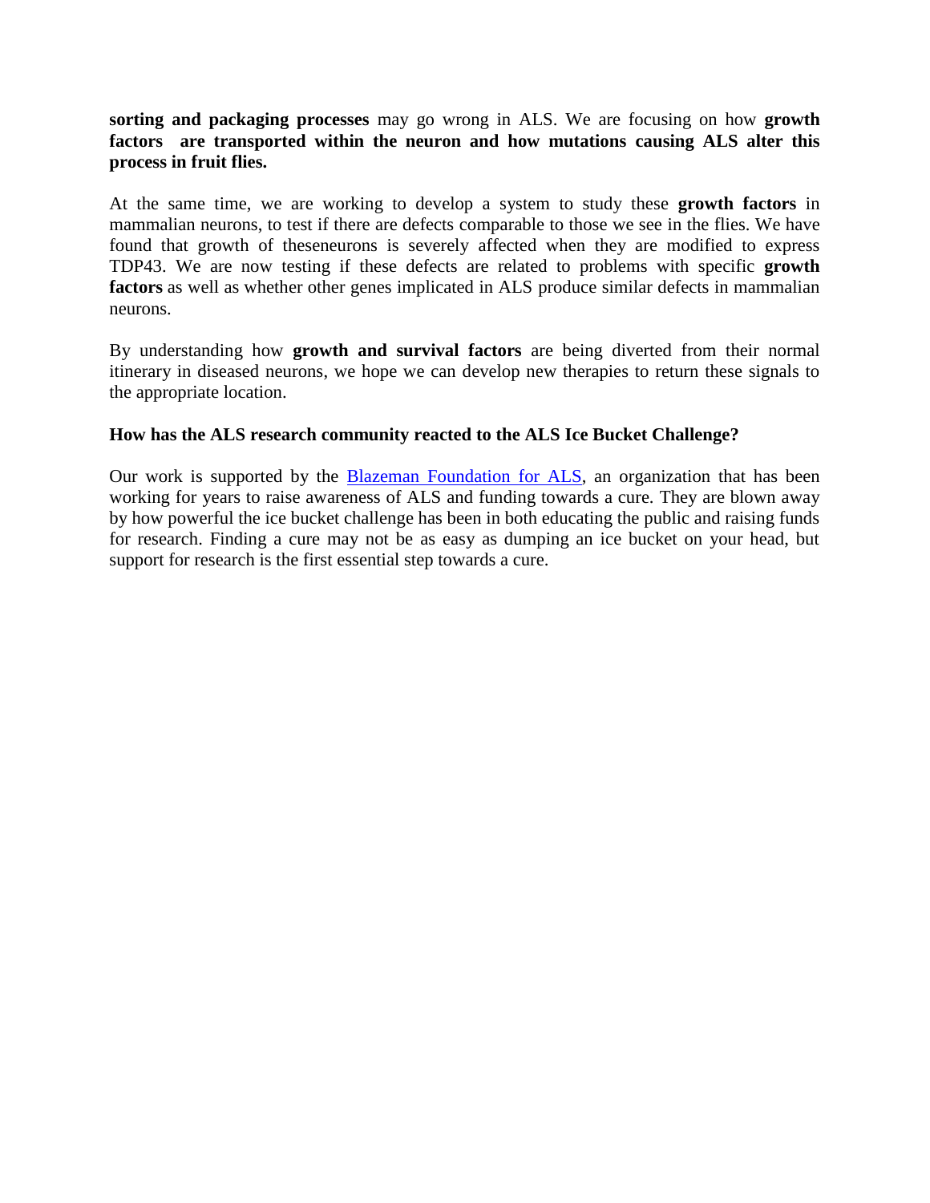**sorting and packaging processes** may go wrong in ALS. We are focusing on how **growth factors are transported within the neuron and how mutations causing ALS alter this process in fruit flies.**

At the same time, we are working to develop a system to study these **growth factors** in mammalian neurons, to test if there are defects comparable to those we see in the flies. We have found that growth of theseneurons is severely affected when they are modified to express TDP43. We are now testing if these defects are related to problems with specific **growth factors** as well as whether other genes implicated in ALS produce similar defects in mammalian neurons.

By understanding how **growth and survival factors** are being diverted from their normal itinerary in diseased neurons, we hope we can develop new therapies to return these signals to the appropriate location.

**How has the ALS research community reacted to the ALS Ice Bucket Challenge?**

Our work is supported by the Blazeman Foundation for ALS, an organization that has been working for years to raise awareness of ALS and funding towards a cure. They are blown away by how powerful the ice bucket challenge has been in both educating the public and raising funds for research. Finding a cure may not be as easy as dumping an ice bucket on your head, but support for research is the first essential step towards a cure.